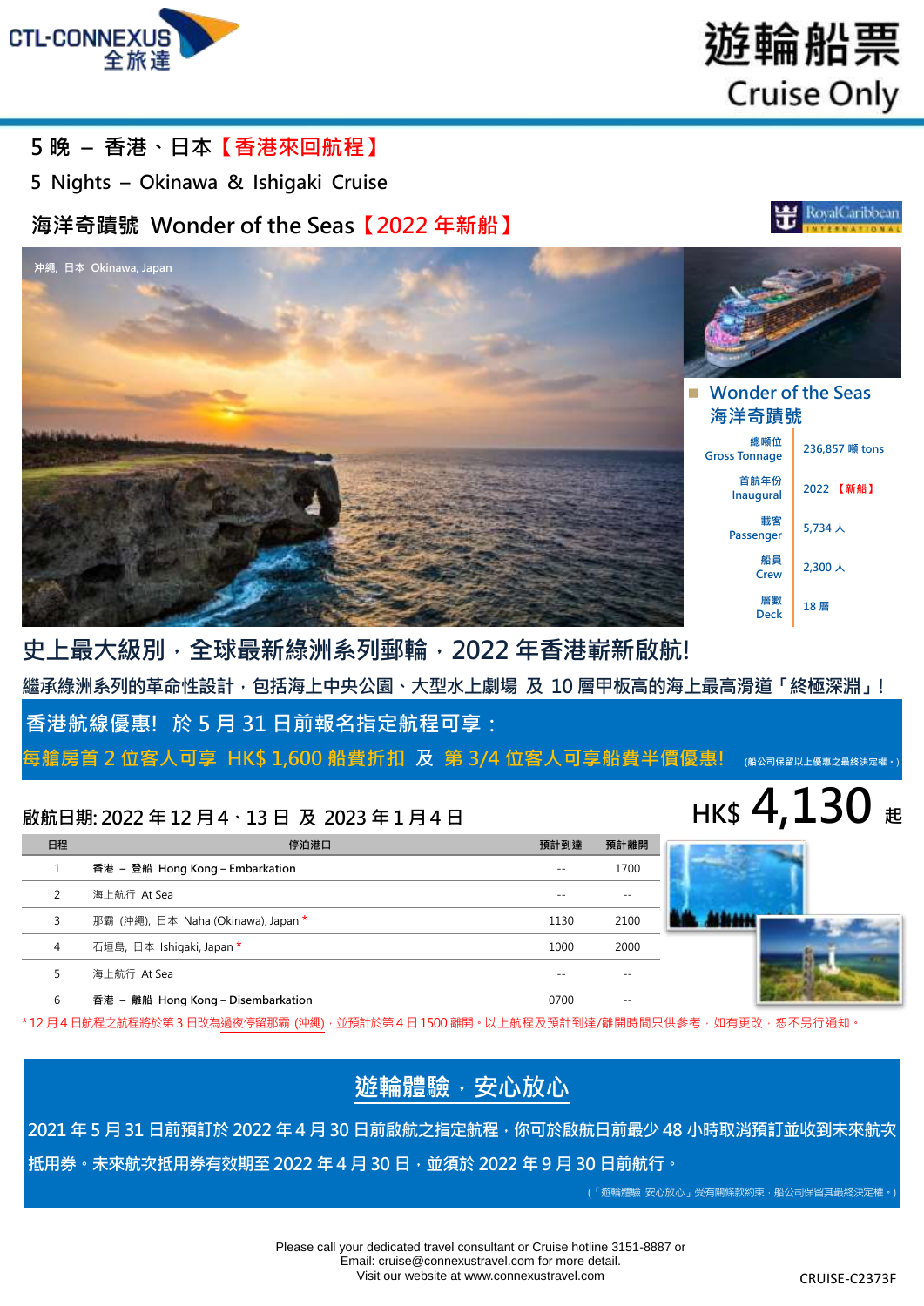# 遊輪船票
## Cruise Only

## 5 晚 – 香港、日本【香港來回航程】

**5 Nights – Okinawa & Ishigaki Cruise**

## 海洋奇蹟號 Wonder of the Seas【2022 年新船】

沖繩, 日本 Okinawa, Japan

**Wonder of the Seas 海洋奇蹟號**

| | |
|---|---|
| 總噸位 Gross Tonnage | 236,857 噸 tons |
| 首航年份 Inaugural | 2022 【新船】 |
| 載客 Passenger | 5,734 人 |
| 船員 Crew | 2,300 人 |
| 層數 Deck | 18 層 |

## 史上最大級別，全球最新綠洲系列郵輪，2022 年香港嶄新啟航!

**繼承綠洲系列的革命性設計，包括海上中央公園、大型水上劇場 及 10 層甲板高的海上最高滑道「終極深淵」!**

**香港航線優惠! 於 5 月 31 日前報名指定航程可享：**

**每艙房首 2 位客人可享 HK$ 1,600 船費折扣 及 第 3/4 位客人可享船費半價優惠!** (船公司保留以上優惠之最終決定權。)

**啟航日期: 2022 年 12 月 4、13 日 及 2023 年 1 月 4 日**

**HK$ 4,130 起**

| 日程 | 停泊港口 | 預計到達 | 預計離開 |
|---|---|---|---|
| 1 | **香港 – 登船** Hong Kong – Embarkation | -- | 1700 |
| 2 | 海上航行 At Sea | -- | -- |
| 3 | 那霸 (沖繩), 日本 Naha (Okinawa), Japan * | 1130 | 2100 |
| 4 | 石垣島, 日本 Ishigaki, Japan * | 1000 | 2000 |
| 5 | 海上航行 At Sea | -- | -- |
| 6 | **香港 – 離船** Hong Kong – Disembarkation | 0700 | -- |

*12 月 4 日航程之航程將於第 3 日改為過夜停留那霸 (沖繩)，並預計於第 4 日 1500 離開。以上航程及預計到達/離開時間只供參考，如有更改，恕不另行通知。

## 遊輪體驗，安心放心

**2021 年 5 月 31 日前預訂於 2022 年 4 月 30 日前啟航之指定航程，你可於啟航日前最少 48 小時取消預訂並收到未來航次抵用券。未來航次抵用券有效期至 2022 年 4 月 30 日，並須於 2022 年 9 月 30 日前航行。**

(「遊輪體驗 安心放心」受有關條款約束，船公司保留其最終決定權。)

Please call your dedicated travel consultant or Cruise hotline 3151-8887 or
Email: cruise@connexustravel.com for more detail.
Visit our website at www.connexustravel.com

CRUISE-C2373F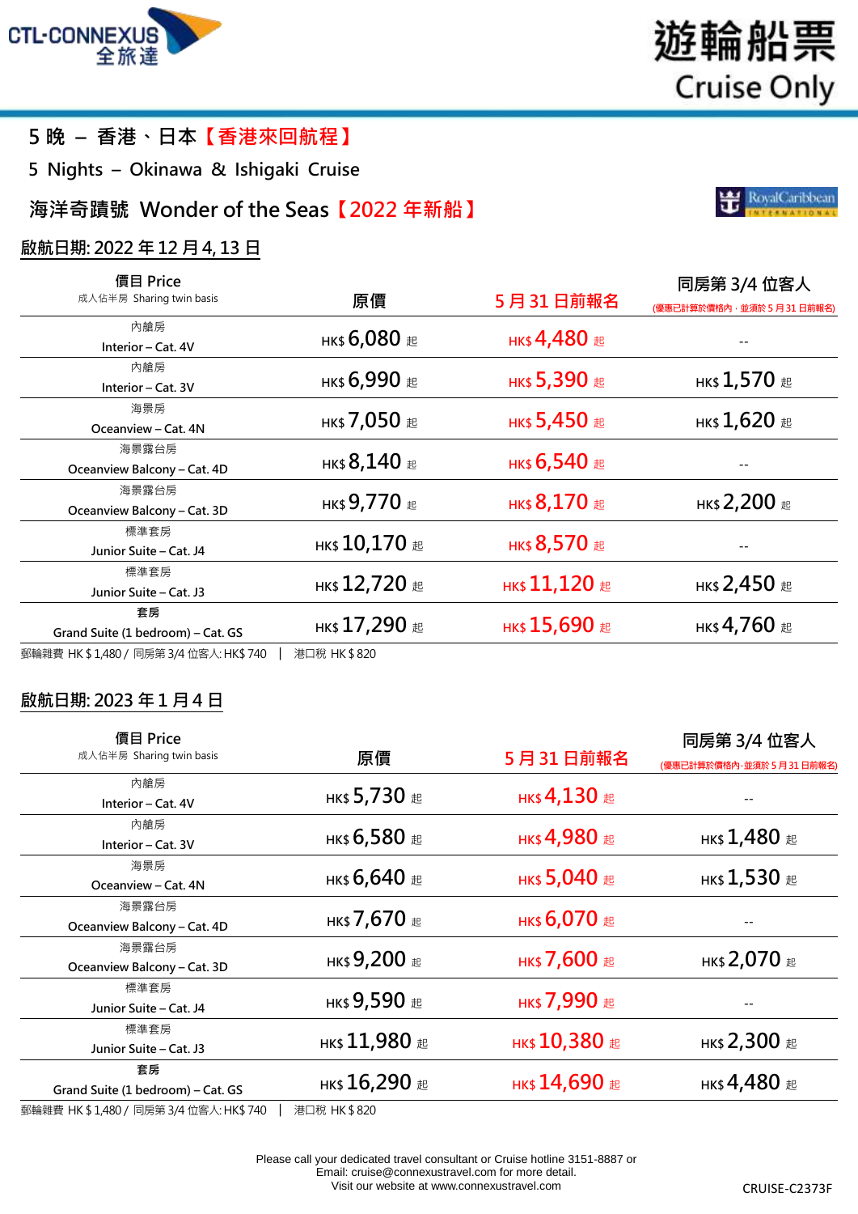CTL·CONNEXUS 全旅達

# 遊輪船票
Cruise Only

## 5 晚 – 香港、日本【香港來回航程】

## 5 Nights – Okinawa & Ishigaki Cruise

## 海洋奇蹟號 Wonder of the Seas【2022 年新船】

RoyalCaribbean INTERNATIONAL

### 啟航日期: 2022 年 12 月 4, 13 日

| 價目 Price<br>成人佔半房 Sharing twin basis | 原價 | 5 月 31 日前報名 | 同房第 3/4 位客人<br>(優惠已計算於價格內，並須於 5 月 31 日前報名) |
|---|---|---|---|
| 內艙房<br>Interior – Cat. 4V | HK$ 6,080 起 | HK$ 4,480 起 | -- |
| 內艙房<br>Interior – Cat. 3V | HK$ 6,990 起 | HK$ 5,390 起 | HK$ 1,570 起 |
| 海景房<br>Oceanview – Cat. 4N | HK$ 7,050 起 | HK$ 5,450 起 | HK$ 1,620 起 |
| 海景露台房<br>Oceanview Balcony – Cat. 4D | HK$ 8,140 起 | HK$ 6,540 起 | -- |
| 海景露台房<br>Oceanview Balcony – Cat. 3D | HK$ 9,770 起 | HK$ 8,170 起 | HK$ 2,200 起 |
| 標準套房<br>Junior Suite – Cat. J4 | HK$ 10,170 起 | HK$ 8,570 起 | -- |
| 標準套房<br>Junior Suite – Cat. J3 | HK$ 12,720 起 | HK$ 11,120 起 | HK$ 2,450 起 |
| 套房<br>Grand Suite (1 bedroom) – Cat. GS | HK$ 17,290 起 | HK$ 15,690 起 | HK$ 4,760 起 |

郵輪雜費 HK $ 1,480 / 同房第 3/4 位客人: HK$ 740 | 港口稅 HK $ 820

### 啟航日期: 2023 年 1 月 4 日

| 價目 Price<br>成人佔半房 Sharing twin basis | 原價 | 5 月 31 日前報名 | 同房第 3/4 位客人<br>(優惠已計算於價格內，並須於 5 月 31 日前報名) |
|---|---|---|---|
| 內艙房<br>Interior – Cat. 4V | HK$ 5,730 起 | HK$ 4,130 起 | -- |
| 內艙房<br>Interior – Cat. 3V | HK$ 6,580 起 | HK$ 4,980 起 | HK$ 1,480 起 |
| 海景房<br>Oceanview – Cat. 4N | HK$ 6,640 起 | HK$ 5,040 起 | HK$ 1,530 起 |
| 海景露台房<br>Oceanview Balcony – Cat. 4D | HK$ 7,670 起 | HK$ 6,070 起 | -- |
| 海景露台房<br>Oceanview Balcony – Cat. 3D | HK$ 9,200 起 | HK$ 7,600 起 | HK$ 2,070 起 |
| 標準套房<br>Junior Suite – Cat. J4 | HK$ 9,590 起 | HK$ 7,990 起 | -- |
| 標準套房<br>Junior Suite – Cat. J3 | HK$ 11,980 起 | HK$ 10,380 起 | HK$ 2,300 起 |
| 套房<br>Grand Suite (1 bedroom) – Cat. GS | HK$ 16,290 起 | HK$ 14,690 起 | HK$ 4,480 起 |

郵輪雜費 HK $ 1,480 / 同房第 3/4 位客人: HK$ 740 | 港口稅 HK $ 820

Please call your dedicated travel consultant or Cruise hotline 3151-8887 or
Email: cruise@connexustravel.com for more detail.
Visit our website at www.connexustravel.com

CRUISE-C2373F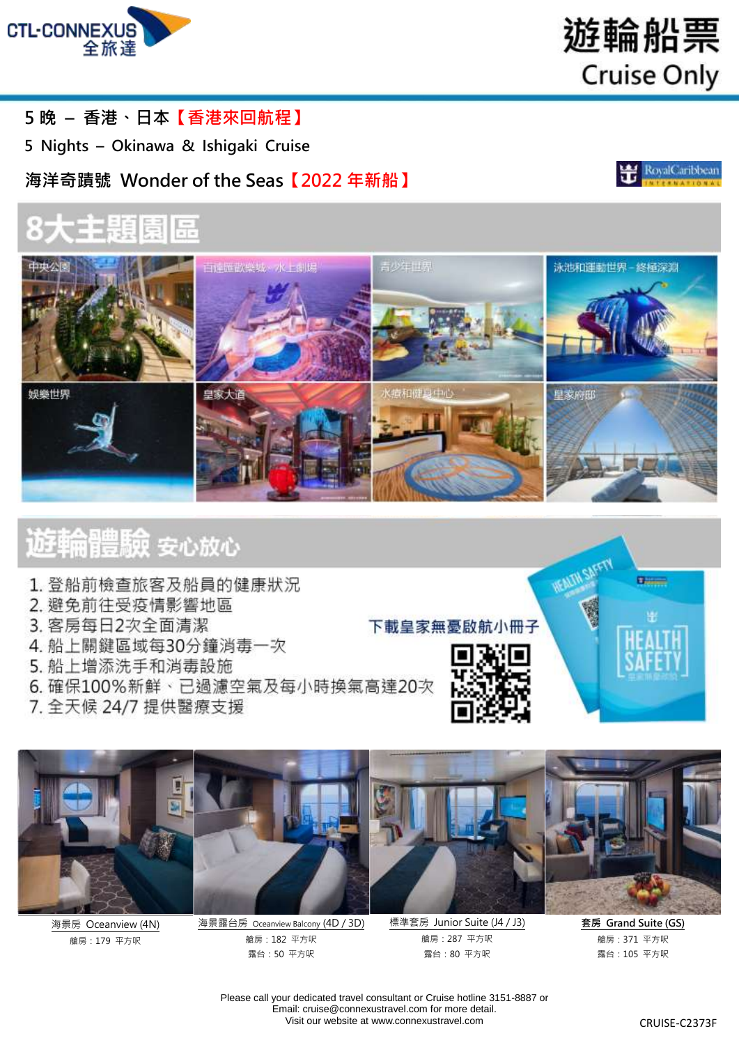# 遊輪船票 Cruise Only

**5 晚 – 香港、日本【香港來回航程】**

**5 Nights – Okinawa & Ishigaki Cruise**

**海洋奇蹟號 Wonder of the Seas【2022 年新船】**

## 8大主題園區

中央公園

百達匯歡樂城・水上劇場

青少年世界

泳池和運動世界 – 終極深淵

娛樂世界

皇家大道

水療和健身中心

皇家府邸

## 遊輪體驗 安心放心

1. 登船前檢查旅客及船員的健康狀況
2. 避免前往受疫情影響地區
3. 客房每日2次全面清潔
4. 船上關鍵區域每30分鐘消毒一次
5. 船上增添洗手和消毒設施
6. 確保100%新鮮、已過濾空氣及每小時換氣高達20次
7. 全天候 24/7 提供醫療支援

下載皇家無憂啟航小冊子

| 海景房 Oceanview (4N) | 海景露台房 Oceanview Balcony (4D / 3D) | 標準套房 Junior Suite (J4 / J3) | 套房 Grand Suite (GS) |
| --- | --- | --- | --- |
| 艙房：179 平方呎 | 艙房：182 平方呎<br>露台：50 平方呎 | 艙房：287 平方呎<br>露台：80 平方呎 | 艙房：371 平方呎<br>露台：105 平方呎 |

Please call your dedicated travel consultant or Cruise hotline 3151-8887 or
Email: cruise@connexustravel.com for more detail.
Visit our website at www.connexustravel.com

CRUISE-C2373F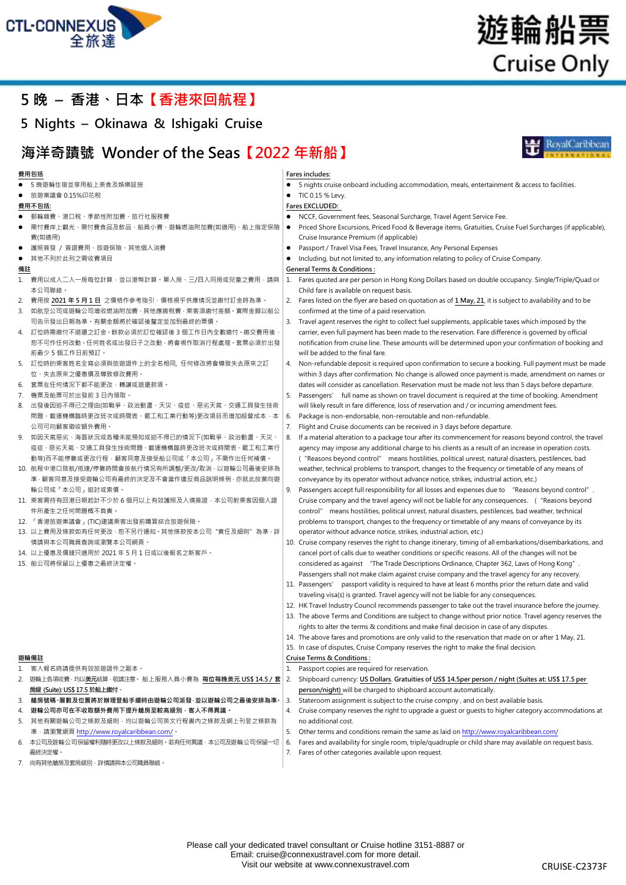CTL·CONNEXUS 全旅達

# 遊輪船票 Cruise Only

## 5 晚 – 香港、日本【香港來回航程】

## 5 Nights – Okinawa & Ishigaki Cruise

## 海洋奇蹟號 Wonder of the Seas【2022 年新船】

RoyalCaribbean INTERNATIONAL

**費用包括**

- 5 晚遊輪住宿並享用船上美食及娛樂設施
- 旅遊業議會 0.15%印花稅

**費用不包括:**

- 郵輪雜費、港口稅、季節性附加費、旅行社服務費
- 需付費岸上觀光、需付費食品及飲品、船員小費、遊輪燃油附加費(如適用)、船上指定保險費(如適用)
- 護照簽發 / 簽證費用、旅遊保險、其他個人消費
- 其他不列於此列之需收費項目

**備註**

1. 費用以成人二人一房每位計算，並以港幣計算。單人房、三/四人同房或兒童之費用，請與本公司聯絡。
2. 費用按 2021 年 5 月 1 日 之價格作參考指引，價格視乎供應情況並繳付訂金時為準。
3. 如航空公司或遊輪公司增收燃油附加費、其他應繳稅費，乘客須繳付差額。實際金額以船公司告示發出日期為準，有關金額將於確認後釐定並加到最終的票價。
4. 訂位時需繳付不退還之訂金。餘款必須於訂位確認後 3 個工作日內全數繳付。繳交費用後，恕不可作任何改動。任何姓名或出發日子之改動，將會視作取消行程處理。套票必須於出發前最少 5 個工作日前預訂。
5. 訂位時的乘客姓名全寫必須與旅遊證件上的全名相同，任何修改將會導致失去原來之訂位，失去原來之優惠價及導致修改費用。
6. 套票在任何情況下都不能更改，轉讓或退還款項。
7. 機票及船票可於出發前 3 日內領取。
8. 出發後因迫不得已之理由(如戰爭、政治動盪、天災、瘟疫、惡劣天氣、交通工具發生技術問題、載運機構臨時更改班次或時間表、罷工和工業行動等)更改項目而增加經營成本，本公司可向顧客徵收額外費用。
9. 如因天氣惡劣、海面狀況或各種未能預知或迫不得已的情況下(如戰爭、政治動盪、天災、瘟疫、惡劣天氣、交通工具發生技術問題、載運機構臨時更改班次或時間表、罷工和工業行動等)而不能停靠或更改行程，顧客同意及接受船公司或「本公司」不需作出任何補償。
10. 航程中港口啟航/抵港/停靠時間會按航行情況作所調整/更改/取消，以遊輪公司最後安排為準，顧客同意及接受遊輪公司有最終的決定及不會當作違反商品說明條例，亦就此放棄向遊輪公司或「本公司」追討或索償。
11. 乘客需持有回港日期起計不少於 6 個月以上有效護照及入境簽證，本公司對乘客因個人證件所產生之任何問題概不負責。
12. 「香港旅遊業議會」(TIC)建議乘客出發前購買綜合旅遊保險。
13. 以上費用及條款如有任何更改，恕不另行通知。其他條款按本公司 "責任及細則" 為準，詳情請與本公司職員查詢或瀏覽本公司網頁。
14. 以上優惠及價錢只適用於 2021 年 5 月 1 日或以後報名之新客戶。
15. 船公司將保留以上優惠之最終決定權。

**遊輪備註**

1. 客人報名時請提供有效旅遊證件之副本。
2. 遊輪上各項收費，均以美元結算，敬請注意。船上服務人員小費為 **每位每晚美元 US$ 14.5 / 套房級 (Suite): US$ 17.5 於船上繳付。**
3. **艙房號碼、層數及位置將於辦理登船手續時由遊輪公司派發，並以遊輪公司之最後安排為準。**
4. **遊輪公司亦可在不收取額外費用下提升艙房至較高級別，客人不得異議。**
5. 其他有關遊輪公司之條款及細則，均以遊輪公司英文行程書內之條款及網上刊登之條款為準，請瀏覽網頁 http://www.royalcaribbean.com/。
6. 本公司及遊輪公司保留權利隨時更改以上條款及細則。若有任何異議，本公司及遊輪公司保留一切最終決定權。
7. 尚有其他艙房及套房級別，詳情請與本公司職員聯絡。

**Fares includes:**

- 5 nights cruise onboard including accommodation, meals, entertainment & access to facilities.
- TIC 0.15 % Levy.

**Fares EXCLUDED:**

- NCCF, Government fees, Seasonal Surcharge, Travel Agent Service Fee.
- Priced Shore Excursions, Priced Food & Beverage items, Gratuities, Cruise Fuel Surcharges (if applicable), Cruise Insurance Premium (if applicable)
- Passport / Travel Visa Fees, Travel Insurance, Any Personal Expenses
- Including, but not limited to, any information relating to policy of Cruise Company.

**General Terms & Conditions :**

1. Fares quoted are per person in Hong Kong Dollars based on double occupancy. Single/Triple/Quad or Child fare is available on request basis.
2. Fares listed on the flyer are based on quotation as of 1 May, 21, it is subject to availability and to be confirmed at the time of a paid reservation.
3. Travel agent reserves the right to collect fuel supplements, applicable taxes which imposed by the carrier, even full payment has been made to the reservation. Fare difference is governed by official notification from cruise line. These amounts will be determined upon your confirmation of booking and will be added to the final fare.
4. Non-refundable deposit is required upon confirmation to secure a booking. Full payment must be made within 3 days after confirmation. No change is allowed once payment is made, amendment on names or dates will consider as cancellation. Reservation must be made not less than 5 days before departure.
5. Passengers' full name as shown on travel document is required at the time of booking. Amendment will likely result in fare difference, loss of reservation and / or incurring amendment fees.
6. Package is non-endorsable, non-refundable and non-refundable.
7. Flight and Cruise documents can be received in 3 days before departure.
8. If a material alteration to a package tour after its commencement for reasons beyond control, the travel agency may impose any additional charge to his clients as a result of an increase in operation costs. ("Reasons beyond control" means hostilities, political unrest, natural disasters, pestilences, bad weather, technical problems to transport, changes to the frequency or timetable of any means of conveyance by its operator without advance notice, strikes, industrial action, etc.)
9. Passengers accept full responsibility for all losses and expenses due to "Reasons beyond control". Cruise company and the travel agency will not be liable for any consequences. ("Reasons beyond control" means hostilities, political unrest, natural disasters, pestilences, bad weather, technical problems to transport, changes to the frequency or timetable of any means of conveyance by its operator without advance notice, strikes, industrial action, etc.)
10. Cruise company reserves the right to change itinerary, timing of all embarkations/disembarkations, and cancel port of calls due to weather conditions or specific reasons. All of the changes will not be considered as against "The Trade Descriptions Ordinance, Chapter 362, Laws of Hong Kong". Passengers shall not make claim against cruise company and the travel agency for any recovery.
11. Passengers' passport validity is required to have at least 6 months prior the return date and valid traveling visa(s) is granted. Travel agency will not be liable for any consequences.
12. HK Travel Industry Council recommends passenger to take out the travel insurance before the journey.
13. The above Terms and Conditions are subject to change without prior notice. Travel agency reserves the rights to alter the terms & conditions and make final decision in case of any disputes.
14. The above fares and promotions are only valid to the reservation that made on or after 1 May, 21.
15. In case of disputes, Cruise Company reserves the right to make the final decision.

**Cruise Terms & Conditions :**

1. Passport copies are required for reservation.
2. Shipboard currency: US Dollars. **Gratuities of US$ 14.5per person / night (Suites at: US$ 17.5 per person/night)** will be charged to shipboard account automatically.
3. Stateroom assignment is subject to the cruise compny , and on best available basis.
4. Cruise company reserves the right to upgrade a guest or guests to higher category accommodations at no additional cost.
5. Other terms and conditions remain the same as laid on http://www.royalcaribbean.com/
6. Fares and availability for single room, triple/quadruple or child share may available on request basis.
7. Fares of other categories available upon request.

Please call your dedicated travel consultant or Cruise hotline 3151-8887 or
Email: cruise@connexustravel.com for more detail.
Visit our website at www.connexustravel.com

CRUISE-C2373F